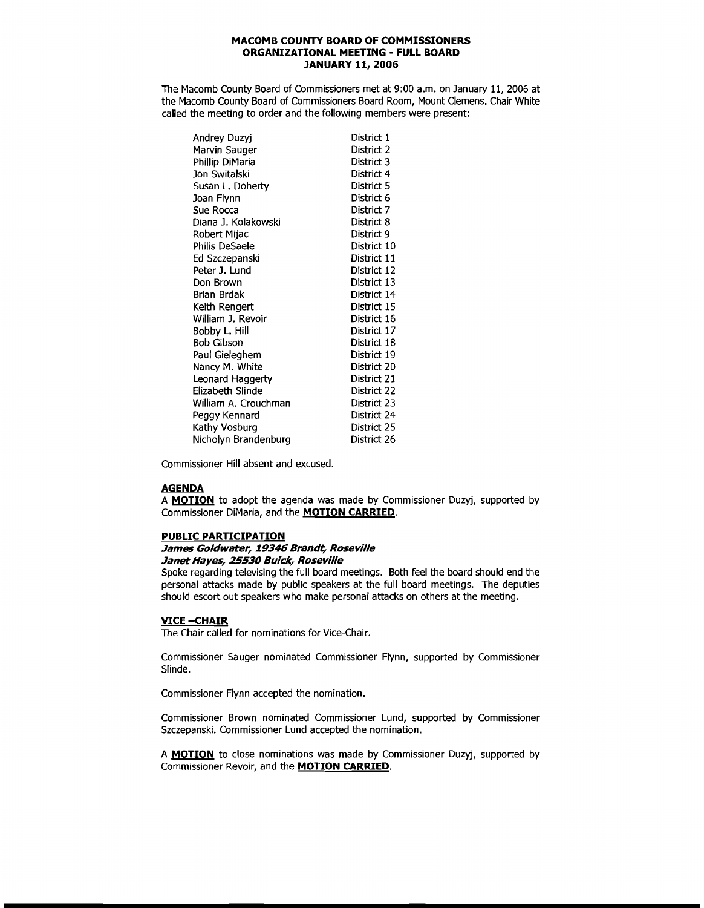# MACOMB COUNTY BOARD OF COMMISSIONERS
## ORGANIZATIONAL MEETING - FULL BOARD
### JANUARY 11, 2006

The Macomb County Board of Commissioners met at 9:00 a.m. on January 11, 2006 at the Macomb County Board of Commissioners Board Room, Mount Clemens. Chair White called the meeting to order and the following members were present:

| | |
|---|---|
| Andrey Duzyj | District 1 |
| Marvin Sauger | District 2 |
| Phillip DiMaria | District 3 |
| Jon Switalski | District 4 |
| Susan L. Doherty | District 5 |
| Joan Flynn | District 6 |
| Sue Rocca | District 7 |
| Diana J. Kolakowski | District 8 |
| Robert Mijac | District 9 |
| Philis DeSaele | District 10 |
| Ed Szczepanski | District 11 |
| Peter J. Lund | District 12 |
| Don Brown | District 13 |
| Brian Brdak | District 14 |
| Keith Rengert | District 15 |
| William J. Revoir | District 16 |
| Bobby L. Hill | District 17 |
| Bob Gibson | District 18 |
| Paul Gieleghem | District 19 |
| Nancy M. White | District 20 |
| Leonard Haggerty | District 21 |
| Elizabeth Slinde | District 22 |
| William A. Crouchman | District 23 |
| Peggy Kennard | District 24 |
| Kathy Vosburg | District 25 |
| Nicholyn Brandenburg | District 26 |

Commissioner Hill absent and excused.

**AGENDA**

A **MOTION** to adopt the agenda was made by Commissioner Duzyj, supported by Commissioner DiMaria, and the **MOTION CARRIED**.

**PUBLIC PARTICIPATION**

***James Goldwater, 19346 Brandt, Roseville***
***Janet Hayes, 25530 Buick, Roseville***

Spoke regarding televising the full board meetings. Both feel the board should end the personal attacks made by public speakers at the full board meetings. The deputies should escort out speakers who make personal attacks on others at the meeting.

**VICE –CHAIR**

The Chair called for nominations for Vice-Chair.

Commissioner Sauger nominated Commissioner Flynn, supported by Commissioner Slinde.

Commissioner Flynn accepted the nomination.

Commissioner Brown nominated Commissioner Lund, supported by Commissioner Szczepanski. Commissioner Lund accepted the nomination.

A **MOTION** to close nominations was made by Commissioner Duzyj, supported by Commissioner Revoir, and the **MOTION CARRIED**.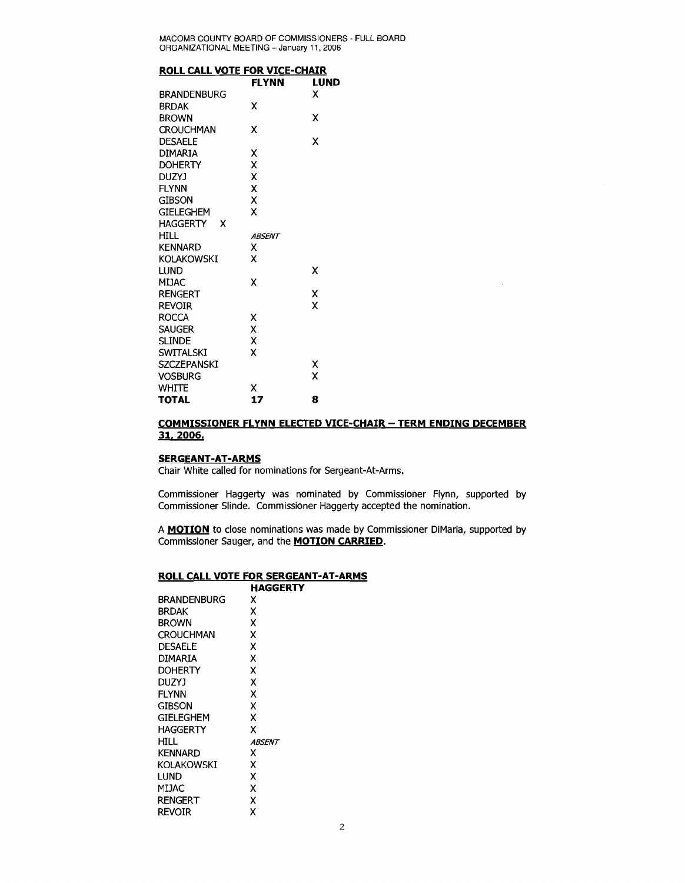**ROLL CALL VOTE FOR VICE-CHAIR**

| | FLYNN | LUND |
|---|---|---|
| BRANDENBURG | | X |
| BRDAK | X | |
| BROWN | | X |
| CROUCHMAN | X | |
| DESAELE | | X |
| DIMARIA | X | |
| DOHERTY | X | |
| DUZYJ | X | |
| FLYNN | X | |
| GIBSON | X | |
| GIELEGHEM | X | |
| HAGGERTY | X | |
| HILL | *ABSENT* | |
| KENNARD | X | |
| KOLAKOWSKI | X | |
| LUND | | X |
| MIJAC | X | |
| RENGERT | | X |
| REVOIR | | X |
| ROCCA | X | |
| SAUGER | X | |
| SLINDE | X | |
| SWITALSKI | X | |
| SZCZEPANSKI | | X |
| VOSBURG | | X |
| WHITE | X | |
| **TOTAL** | **17** | **8** |

**COMMISSIONER FLYNN ELECTED VICE-CHAIR – TERM ENDING DECEMBER 31, 2006.**

**SERGEANT-AT-ARMS**

Chair White called for nominations for Sergeant-At-Arms.

Commissioner Haggerty was nominated by Commissioner Flynn, supported by Commissioner Slinde. Commissioner Haggerty accepted the nomination.

A **MOTION** to close nominations was made by Commissioner DiMaria, supported by Commissioner Sauger, and the **MOTION CARRIED.**

**ROLL CALL VOTE FOR SERGEANT-AT-ARMS**

| | HAGGERTY |
|---|---|
| BRANDENBURG | X |
| BRDAK | X |
| BROWN | X |
| CROUCHMAN | X |
| DESAELE | X |
| DIMARIA | X |
| DOHERTY | X |
| DUZYJ | X |
| FLYNN | X |
| GIBSON | X |
| GIELEGHEM | X |
| HAGGERTY | X |
| HILL | *ABSENT* |
| KENNARD | X |
| KOLAKOWSKI | X |
| LUND | X |
| MIJAC | X |
| RENGERT | X |
| REVOIR | X |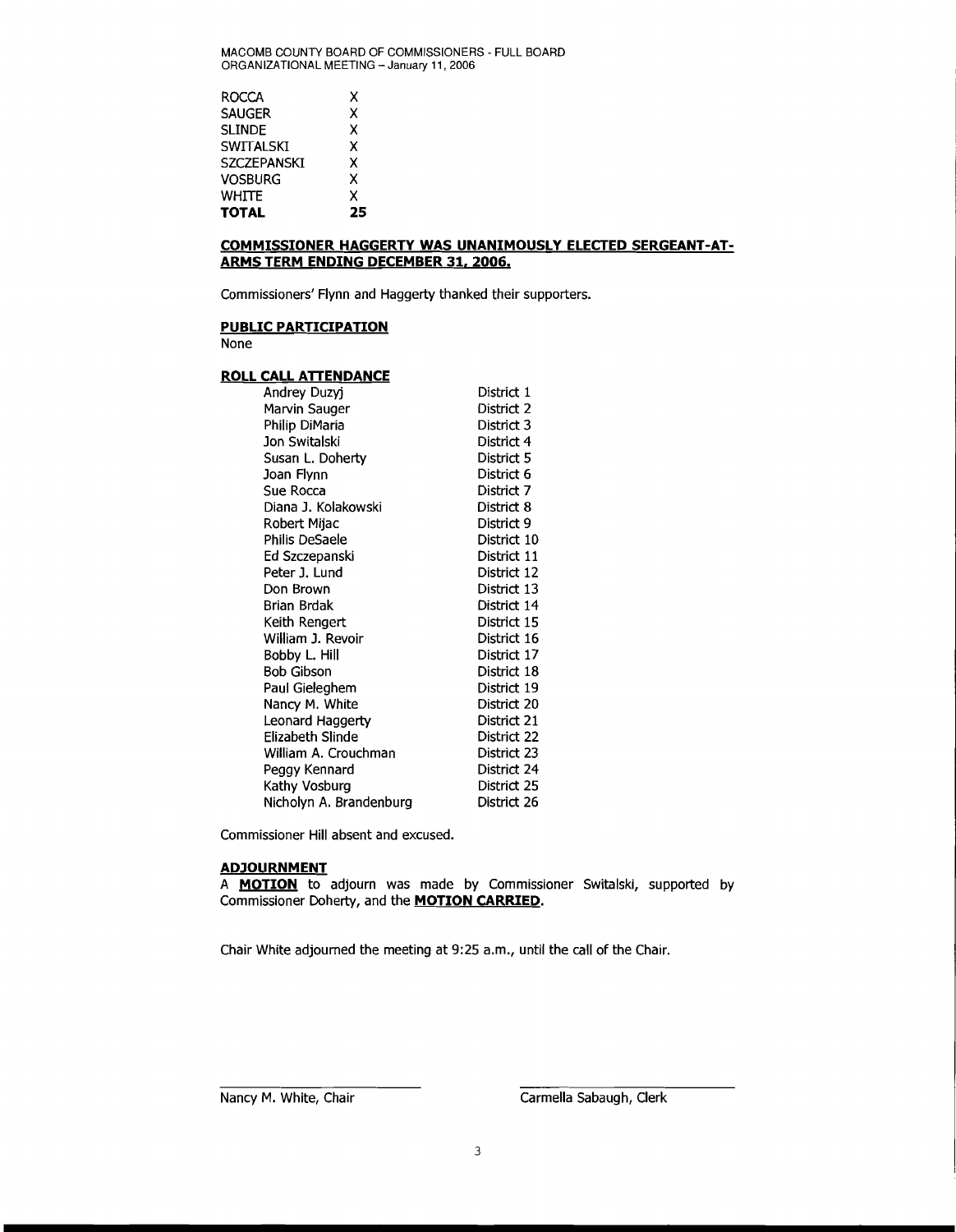| | |
|---|---|
| ROCCA | X |
| SAUGER | X |
| SLINDE | X |
| SWITALSKI | X |
| SZCZEPANSKI | X |
| VOSBURG | X |
| WHITE | X |
| **TOTAL** | **25** |

**COMMISSIONER HAGGERTY WAS UNANIMOUSLY ELECTED SERGEANT-AT-ARMS TERM ENDING DECEMBER 31, 2006.**

Commissioners' Flynn and Haggerty thanked their supporters.

**PUBLIC PARTICIPATION**

None

**ROLL CALL ATTENDANCE**

| | |
|---|---|
| Andrey Duzyj | District 1 |
| Marvin Sauger | District 2 |
| Philip DiMaria | District 3 |
| Jon Switalski | District 4 |
| Susan L. Doherty | District 5 |
| Joan Flynn | District 6 |
| Sue Rocca | District 7 |
| Diana J. Kolakowski | District 8 |
| Robert Mijac | District 9 |
| Philis DeSaele | District 10 |
| Ed Szczepanski | District 11 |
| Peter J. Lund | District 12 |
| Don Brown | District 13 |
| Brian Brdak | District 14 |
| Keith Rengert | District 15 |
| William J. Revoir | District 16 |
| Bobby L. Hill | District 17 |
| Bob Gibson | District 18 |
| Paul Gieleghem | District 19 |
| Nancy M. White | District 20 |
| Leonard Haggerty | District 21 |
| Elizabeth Slinde | District 22 |
| William A. Crouchman | District 23 |
| Peggy Kennard | District 24 |
| Kathy Vosburg | District 25 |
| Nicholyn A. Brandenburg | District 26 |

Commissioner Hill absent and excused.

**ADJOURNMENT**

A **MOTION** to adjourn was made by Commissioner Switalski, supported by Commissioner Doherty, and the **MOTION CARRIED.**

Chair White adjourned the meeting at 9:25 a.m., until the call of the Chair.

Nancy M. White, Chair

Carmella Sabaugh, Clerk